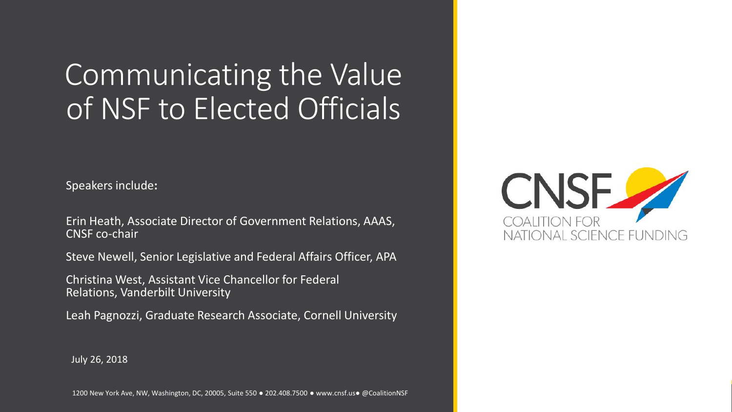# Communicating the Value of NSF to Elected Officials

Speakers include:

Erin Heath, Associate Director of Government Relations, AAAS, CNSF co-chair

Steve Newell, Senior Legislative and Federal Affairs Officer, APA

Christina West, Assistant Vice Chancellor for Federal Relations, Vanderbilt University

Leah Pagnozzi, Graduate Research Associate, Cornell University

July 26, 2018

1200 New York Ave, NW, Washington, DC, 20005, Suite 550 ● 202.408.7500 ● www.cnsf.us● @CoalitionNSF

CNSF
COALITION FOR
NATIONAL SCIENCE FUNDING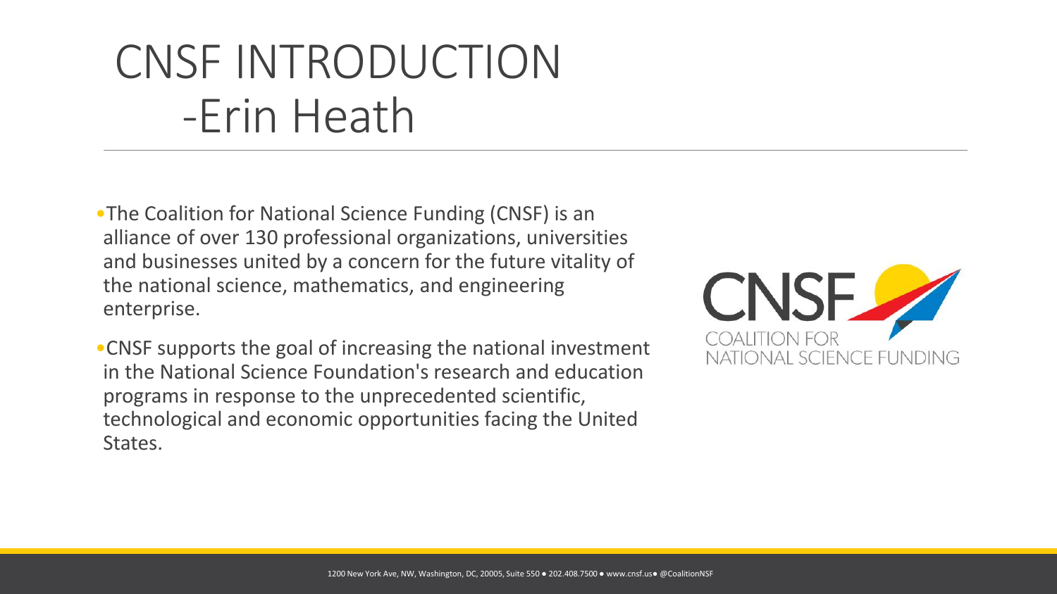# CNSF INTRODUCTION -Erin Heath

- The Coalition for National Science Funding (CNSF) is an alliance of over 130 professional organizations, universities and businesses united by a concern for the future vitality of the national science, mathematics, and engineering enterprise.
- CNSF supports the goal of increasing the national investment in the National Science Foundation's research and education programs in response to the unprecedented scientific, technological and economic opportunities facing the United States.

CNSF COALITION FOR NATIONAL SCIENCE FUNDING

1200 New York Ave, NW, Washington, DC, 20005, Suite 550 ● 202.408.7500 ● www.cnsf.us● @CoalitionNSF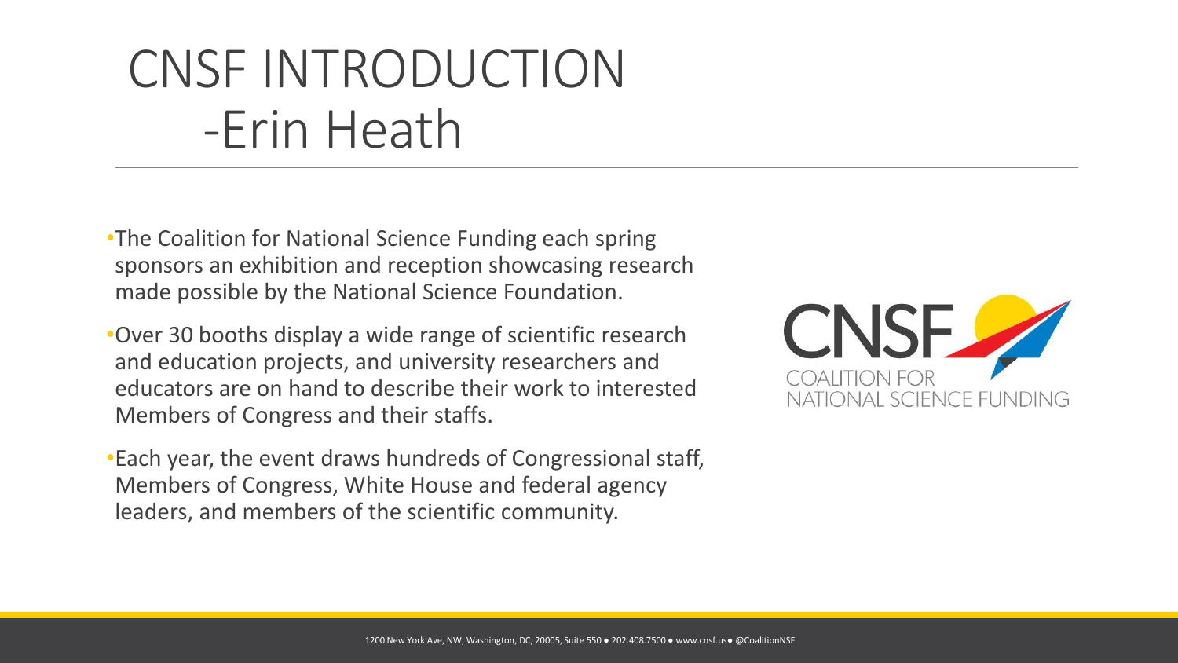# CNSF INTRODUCTION -Erin Heath

- The Coalition for National Science Funding each spring sponsors an exhibition and reception showcasing research made possible by the National Science Foundation.
- Over 30 booths display a wide range of scientific research and education projects, and university researchers and educators are on hand to describe their work to interested Members of Congress and their staffs.
- Each year, the event draws hundreds of Congressional staff, Members of Congress, White House and federal agency leaders, and members of the scientific community.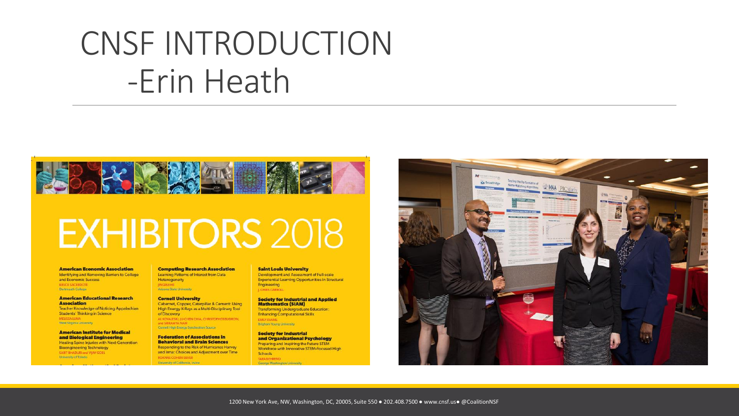# CNSF INTRODUCTION

## -Erin Heath

# EXHIBITORS 2018

**American Economic Association**
Identifying and Removing Barriers to College and Economic Success
BRUCE SACERDOTE
Dartmouth College

**American Educational Research Association**
Teacher Knowledge of Noticing Appalachian Students' Thinking in Science
MELISSA LUNA
West Virginia University

**American Institute for Medical and Biological Engineering**
Healing Spine Injuries with Next-Generation Bioengineering Technology
SARIT BHADURI and VIJAY GOEL
University of Toledo

**Computing Research Association**
Learning Patterns of Interest from Data Heterogeneity
JINGRUI HE
Arizona State University

**Cornell University**
Cabernet, Copper, Caterpillar & Cement: Using High Energy X-Rays as a Multi-Disciplinary Tool of Discovery
AL KOWALESKI, JU-CHEN CHIA, CHRISTOPHER BUDROW, and SRIRAMYA NAIR
Cornell High Energy Synchrotron Source

**Federation of Associations in Behavioral and Brain Sciences**
Responding to the Risk of Hurricanes Harvey and Irma: Choices and Adjustment over Time
ROXANE COHEN SILVER
University of California, Irvine

**Saint Louis University**
Development and Assessment of Full-scale Experiential Learning Opportunities in Structural Engineering
J. CHRIS CARROLL

**Society for Industrial and Applied Mathematics (SIAM)**
Transforming Undergraduate Education: Enhancing Computational Skills
EMILY EVANS
Brigham Young University

**Society for Industrial and Organizational Psychology**
Preparing and Inspiring the Future STEM Workforce with Innovative STEM-Focused High Schools
TARA BEHREND
George Washington University

1200 New York Ave, NW, Washington, DC, 20005, Suite 550 ● 202.408.7500 ● www.cnsf.us● @CoalitionNSF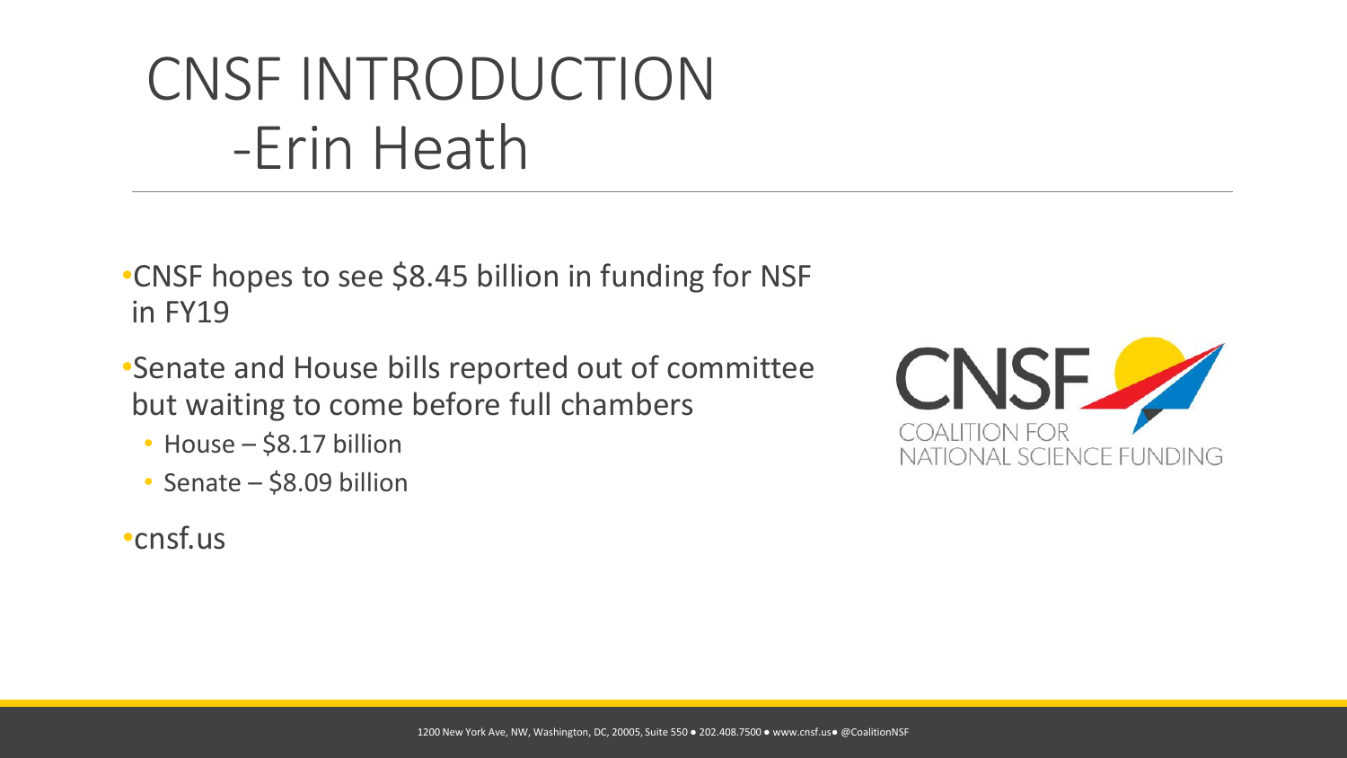# CNSF INTRODUCTION -Erin Heath

- CNSF hopes to see $8.45 billion in funding for NSF in FY19
- Senate and House bills reported out of committee but waiting to come before full chambers
  - House – $8.17 billion
  - Senate – $8.09 billion
- cnsf.us

CNSF COALITION FOR NATIONAL SCIENCE FUNDING

1200 New York Ave, NW, Washington, DC, 20005, Suite 550 ● 202.408.7500 ● www.cnsf.us● @CoalitionNSF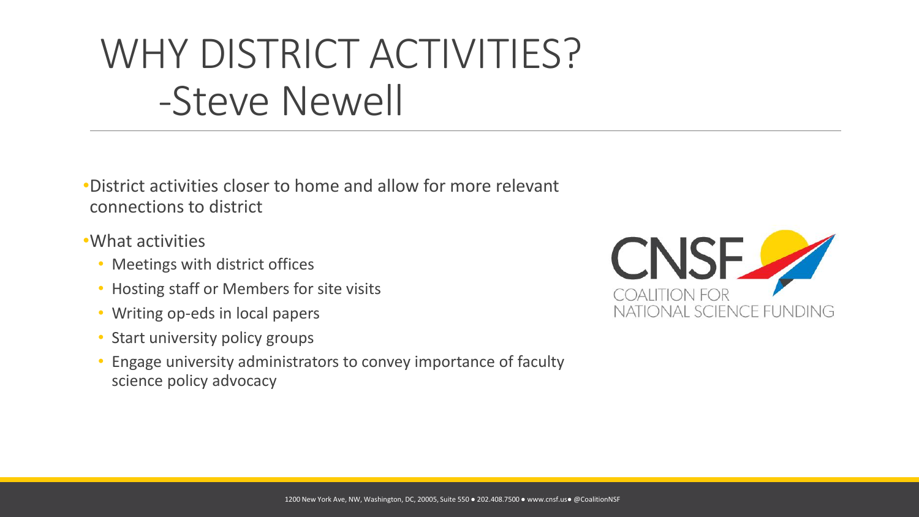# WHY DISTRICT ACTIVITIES? -Steve Newell

- District activities closer to home and allow for more relevant connections to district
- What activities
  - Meetings with district offices
  - Hosting staff or Members for site visits
  - Writing op-eds in local papers
  - Start university policy groups
  - Engage university administrators to convey importance of faculty science policy advocacy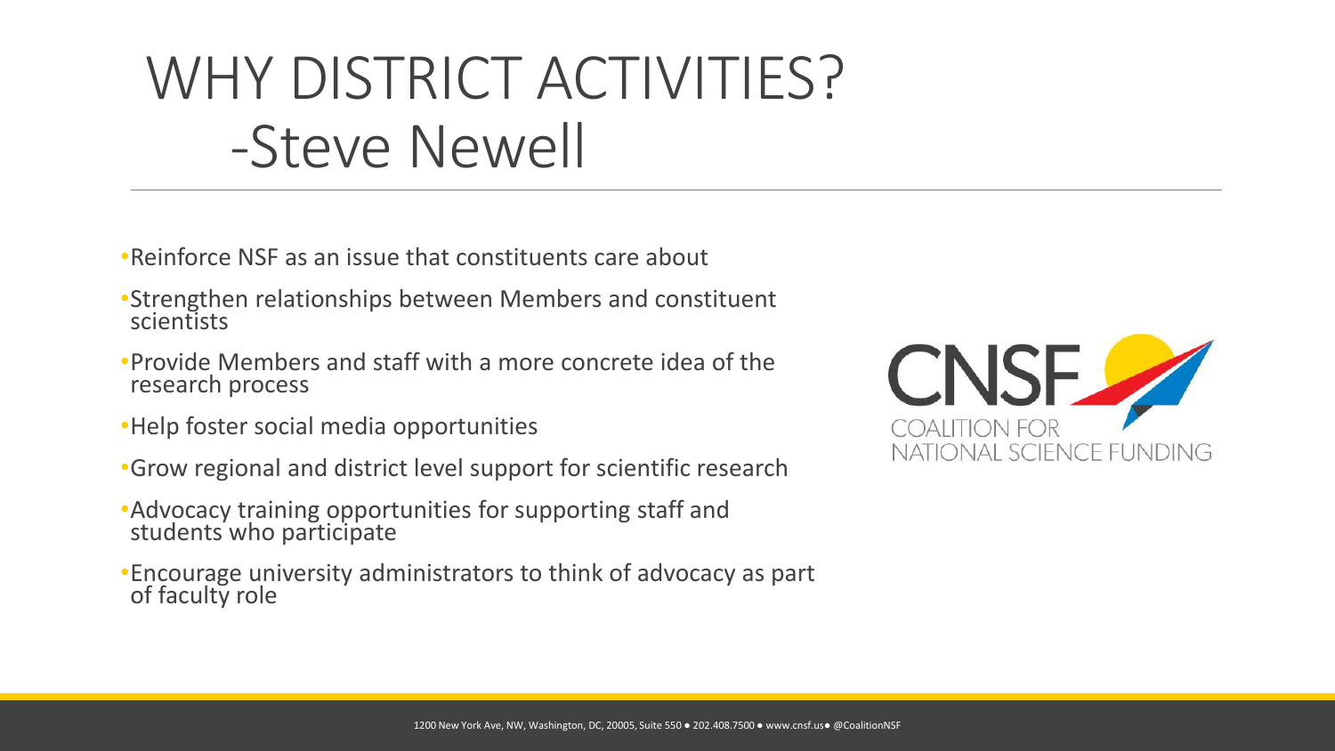# WHY DISTRICT ACTIVITIES? -Steve Newell

- Reinforce NSF as an issue that constituents care about
- Strengthen relationships between Members and constituent scientists
- Provide Members and staff with a more concrete idea of the research process
- Help foster social media opportunities
- Grow regional and district level support for scientific research
- Advocacy training opportunities for supporting staff and students who participate
- Encourage university administrators to think of advocacy as part of faculty role

CNSF COALITION FOR NATIONAL SCIENCE FUNDING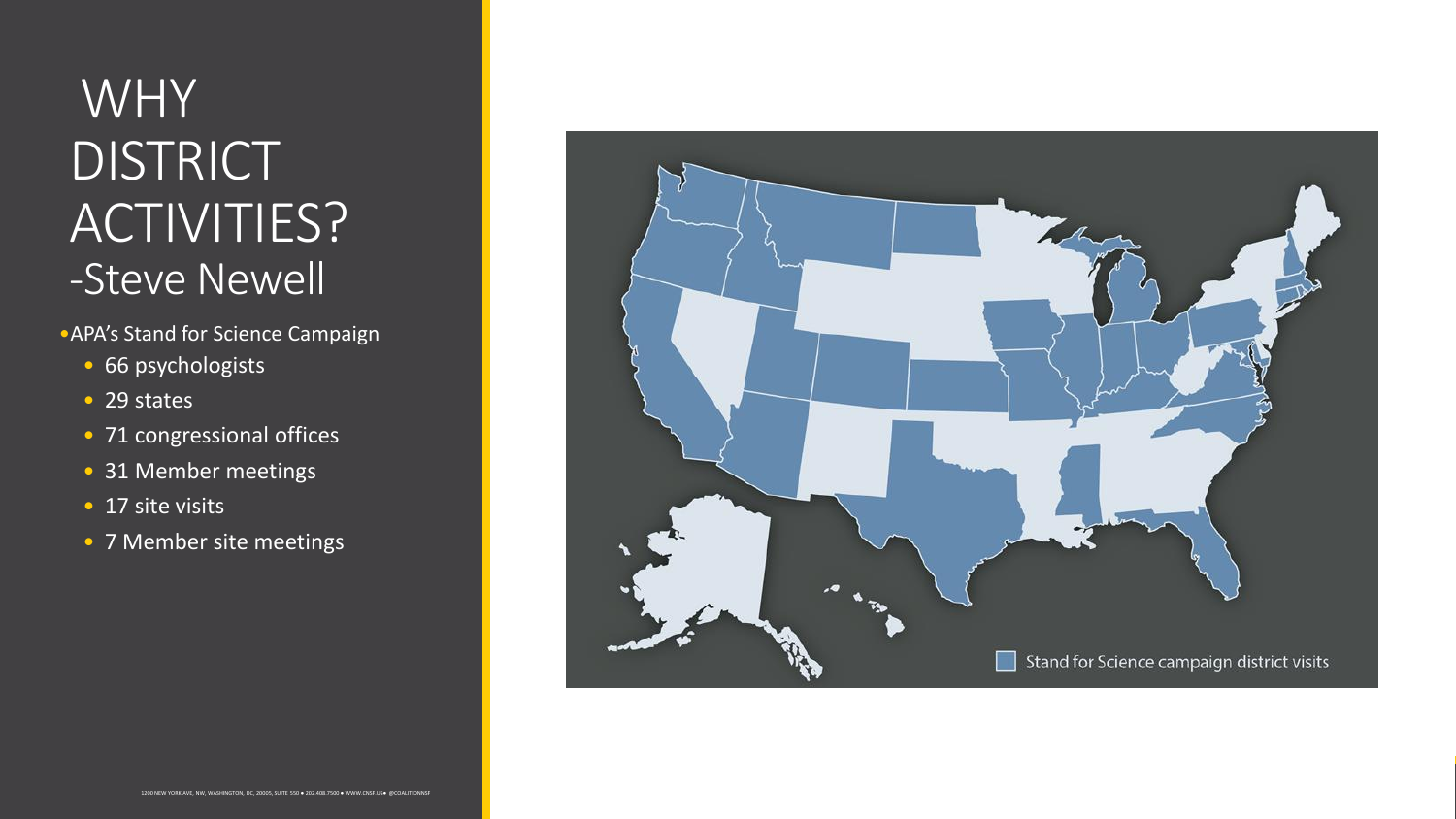# WHY DISTRICT ACTIVITIES? -Steve Newell

- APA's Stand for Science Campaign
  - 66 psychologists
  - 29 states
  - 71 congressional offices
  - 31 Member meetings
  - 17 site visits
  - 7 Member site meetings

Stand for Science campaign district visits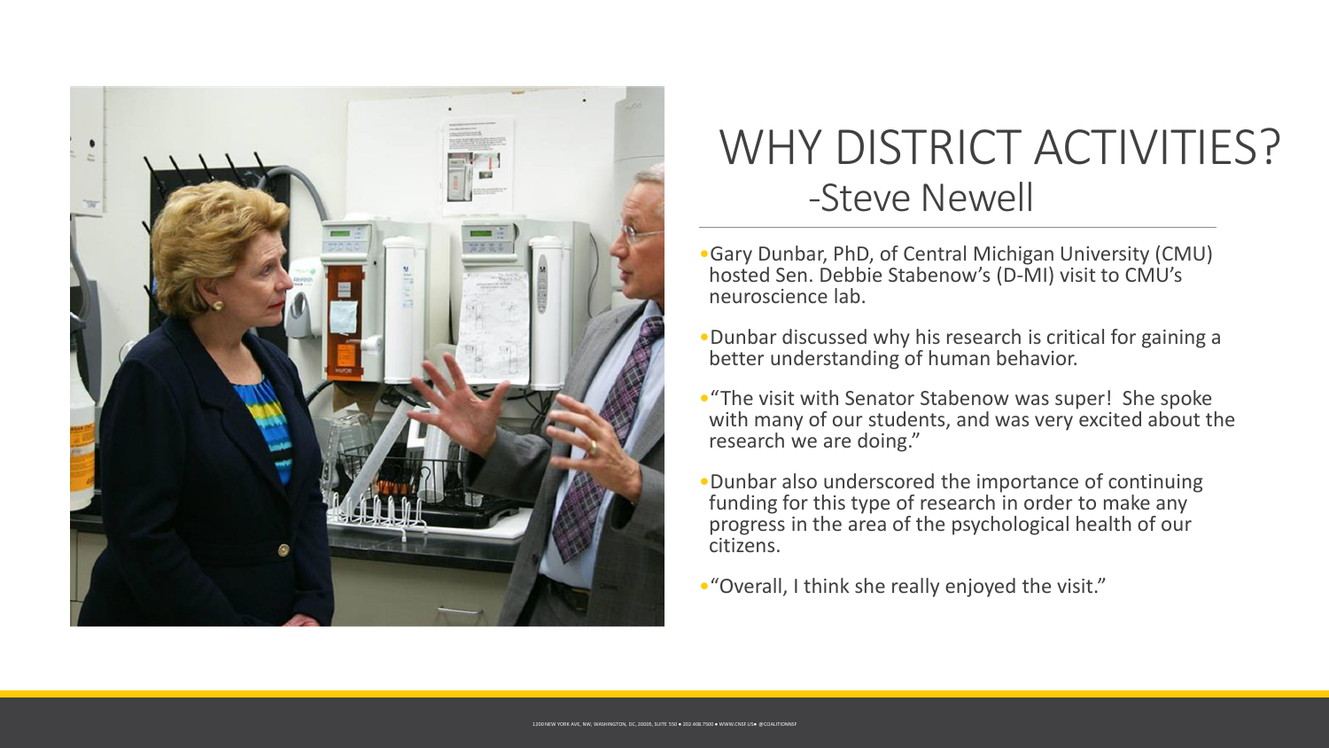# WHY DISTRICT ACTIVITIES?

## -Steve Newell

- Gary Dunbar, PhD, of Central Michigan University (CMU) hosted Sen. Debbie Stabenow's (D-MI) visit to CMU's neuroscience lab.
- Dunbar discussed why his research is critical for gaining a better understanding of human behavior.
- "The visit with Senator Stabenow was super! She spoke with many of our students, and was very excited about the research we are doing."
- Dunbar also underscored the importance of continuing funding for this type of research in order to make any progress in the area of the psychological health of our citizens.
- "Overall, I think she really enjoyed the visit."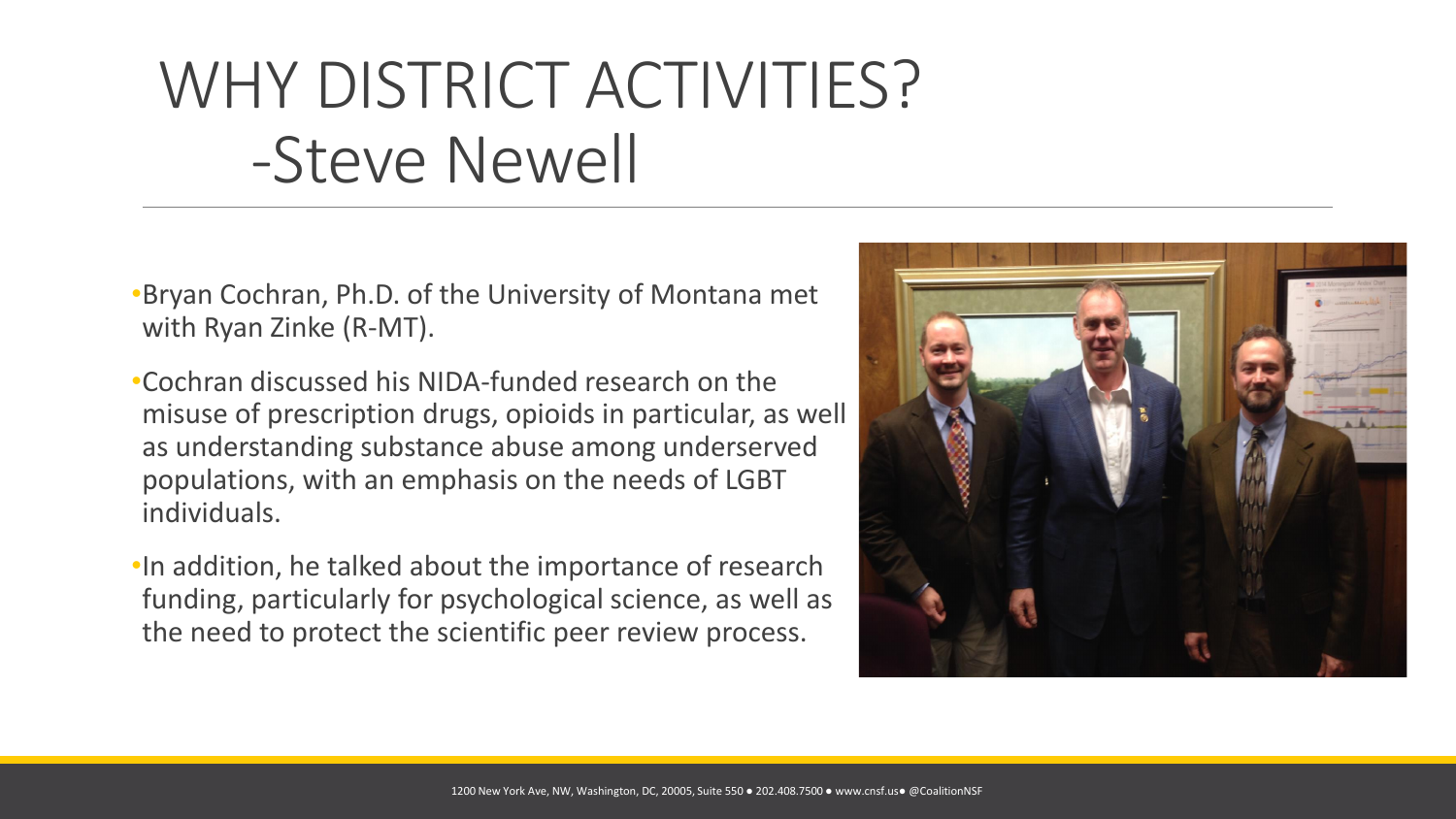# WHY DISTRICT ACTIVITIES? -Steve Newell

- Bryan Cochran, Ph.D. of the University of Montana met with Ryan Zinke (R-MT).
- Cochran discussed his NIDA-funded research on the misuse of prescription drugs, opioids in particular, as well as understanding substance abuse among underserved populations, with an emphasis on the needs of LGBT individuals.
- In addition, he talked about the importance of research funding, particularly for psychological science, as well as the need to protect the scientific peer review process.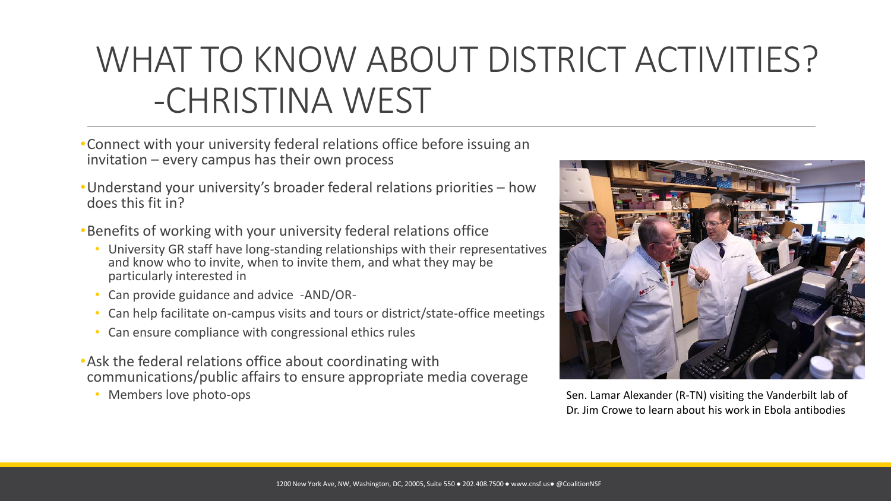# WHAT TO KNOW ABOUT DISTRICT ACTIVITIES? -CHRISTINA WEST

- Connect with your university federal relations office before issuing an invitation – every campus has their own process
- Understand your university's broader federal relations priorities – how does this fit in?
- Benefits of working with your university federal relations office
  - University GR staff have long-standing relationships with their representatives and know who to invite, when to invite them, and what they may be particularly interested in
  - Can provide guidance and advice -AND/OR-
  - Can help facilitate on-campus visits and tours or district/state-office meetings
  - Can ensure compliance with congressional ethics rules
- Ask the federal relations office about coordinating with communications/public affairs to ensure appropriate media coverage
  - Members love photo-ops

Sen. Lamar Alexander (R-TN) visiting the Vanderbilt lab of Dr. Jim Crowe to learn about his work in Ebola antibodies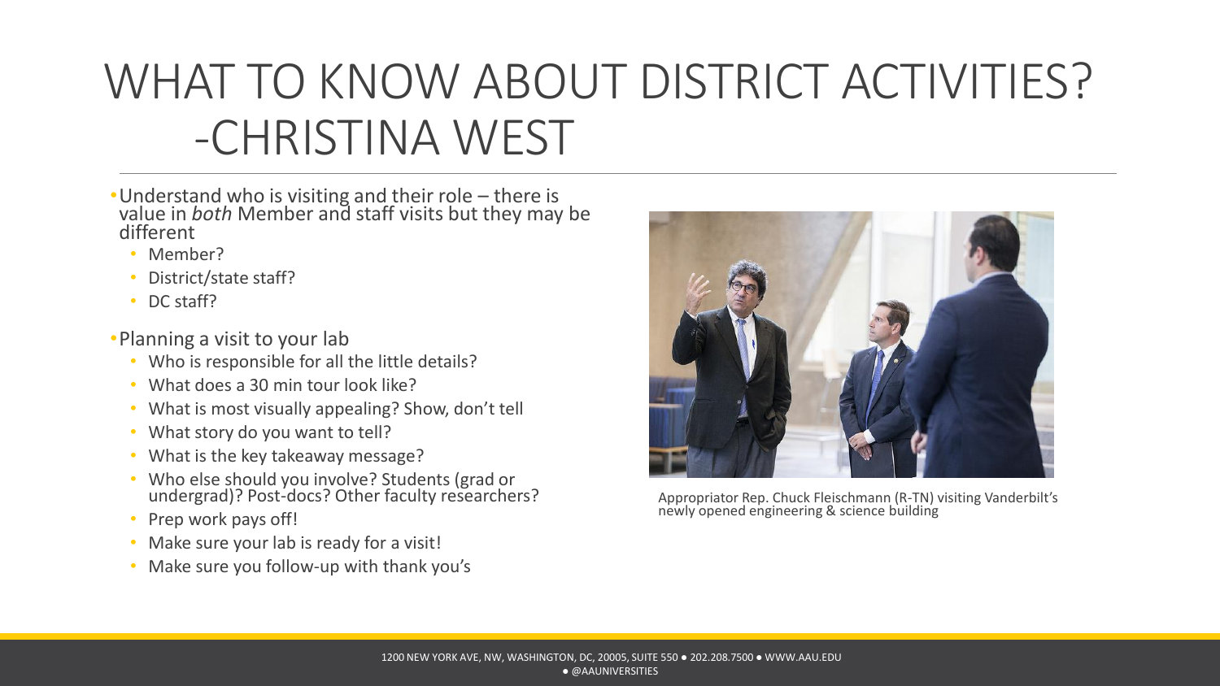# WHAT TO KNOW ABOUT DISTRICT ACTIVITIES? -CHRISTINA WEST

- Understand who is visiting and their role – there is value in *both* Member and staff visits but they may be different
  - Member?
  - District/state staff?
  - DC staff?
- Planning a visit to your lab
  - Who is responsible for all the little details?
  - What does a 30 min tour look like?
  - What is most visually appealing? Show, don't tell
  - What story do you want to tell?
  - What is the key takeaway message?
  - Who else should you involve? Students (grad or undergrad)? Post-docs? Other faculty researchers?
  - Prep work pays off!
  - Make sure your lab is ready for a visit!
  - Make sure you follow-up with thank you's

Appropriator Rep. Chuck Fleischmann (R-TN) visiting Vanderbilt's newly opened engineering & science building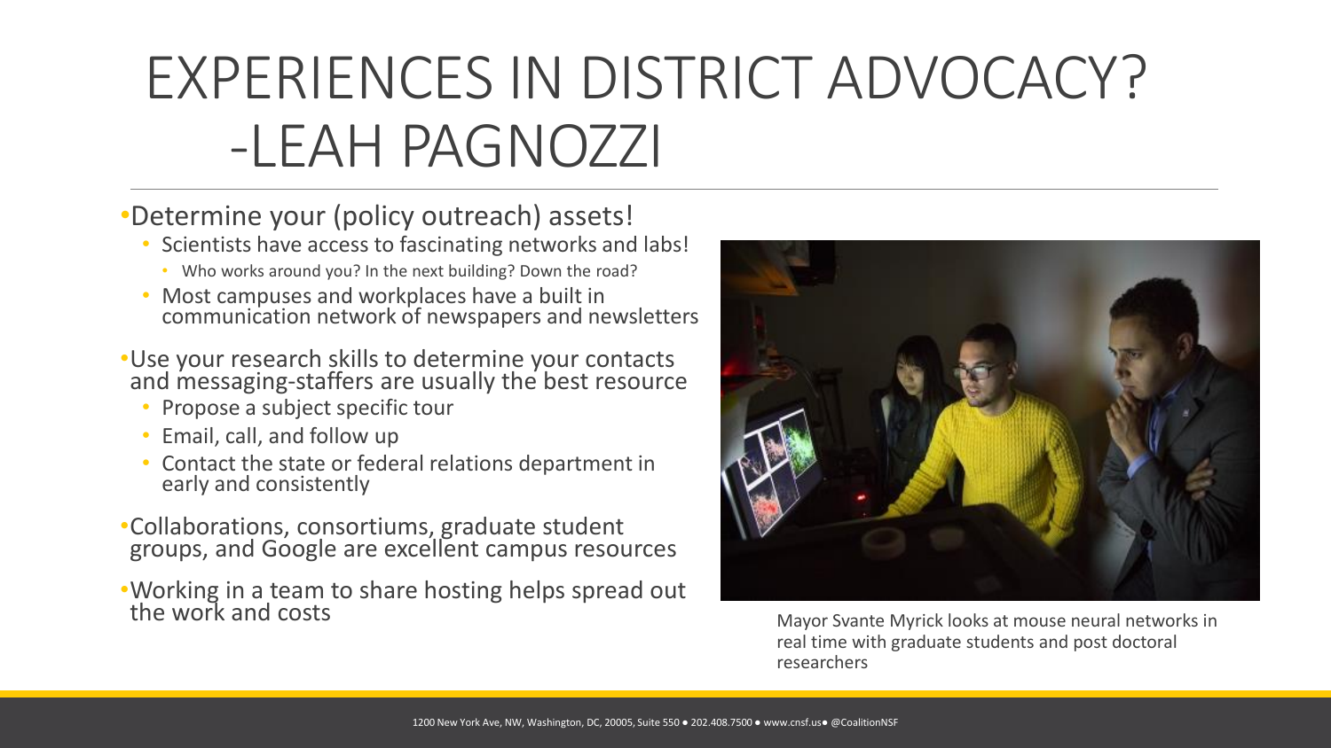# EXPERIENCES IN DISTRICT ADVOCACY? -LEAH PAGNOZZI

- Determine your (policy outreach) assets!
  - Scientists have access to fascinating networks and labs!
    - Who works around you? In the next building? Down the road?
  - Most campuses and workplaces have a built in communication network of newspapers and newsletters
- Use your research skills to determine your contacts and messaging-staffers are usually the best resource
  - Propose a subject specific tour
  - Email, call, and follow up
  - Contact the state or federal relations department in early and consistently
- Collaborations, consortiums, graduate student groups, and Google are excellent campus resources
- Working in a team to share hosting helps spread out the work and costs

Mayor Svante Myrick looks at mouse neural networks in real time with graduate students and post doctoral researchers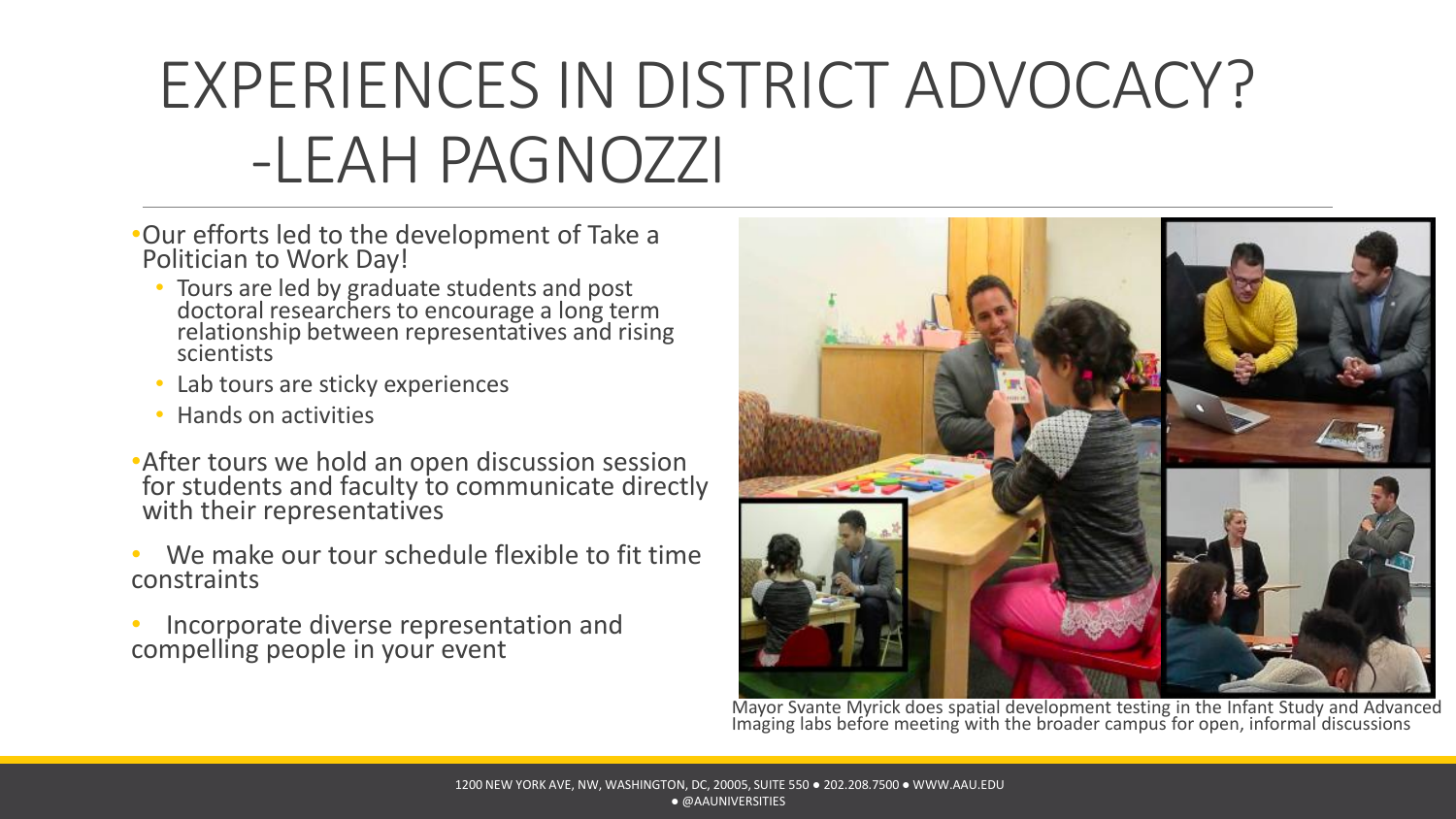# EXPERIENCES IN DISTRICT ADVOCACY? -LEAH PAGNOZZI

- Our efforts led to the development of Take a Politician to Work Day!
  - Tours are led by graduate students and post doctoral researchers to encourage a long term relationship between representatives and rising scientists
  - Lab tours are sticky experiences
  - Hands on activities
- After tours we hold an open discussion session for students and faculty to communicate directly with their representatives
- We make our tour schedule flexible to fit time constraints
- Incorporate diverse representation and compelling people in your event

Mayor Svante Myrick does spatial development testing in the Infant Study and Advanced Imaging labs before meeting with the broader campus for open, informal discussions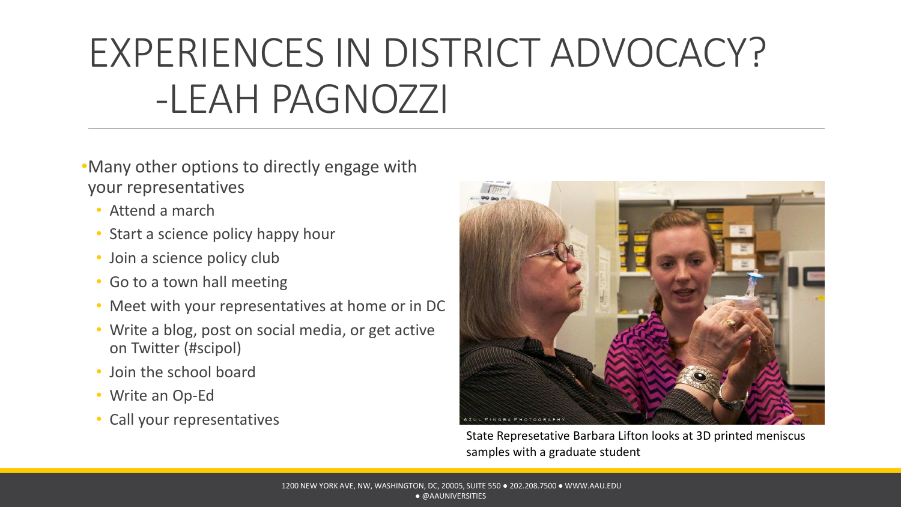# EXPERIENCES IN DISTRICT ADVOCACY? -LEAH PAGNOZZI

- Many other options to directly engage with your representatives
  - Attend a march
  - Start a science policy happy hour
  - Join a science policy club
  - Go to a town hall meeting
  - Meet with your representatives at home or in DC
  - Write a blog, post on social media, or get active on Twitter (#scipol)
  - Join the school board
  - Write an Op-Ed
  - Call your representatives

State Represetative Barbara Lifton looks at 3D printed meniscus samples with a graduate student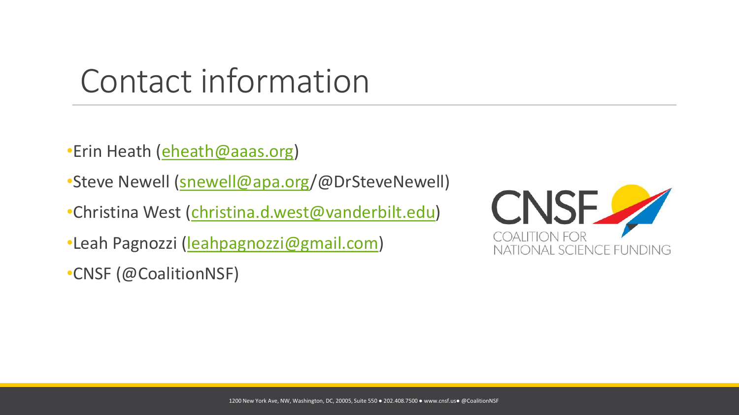# Contact information

- Erin Heath (eheath@aaas.org)
- Steve Newell (snewell@apa.org/@DrSteveNewell)
- Christina West (christina.d.west@vanderbilt.edu)
- Leah Pagnozzi (leahpagnozzi@gmail.com)
- CNSF (@CoalitionNSF)

CNSF
COALITION FOR
NATIONAL SCIENCE FUNDING

1200 New York Ave, NW, Washington, DC, 20005, Suite 550 ● 202.408.7500 ● www.cnsf.us● @CoalitionNSF